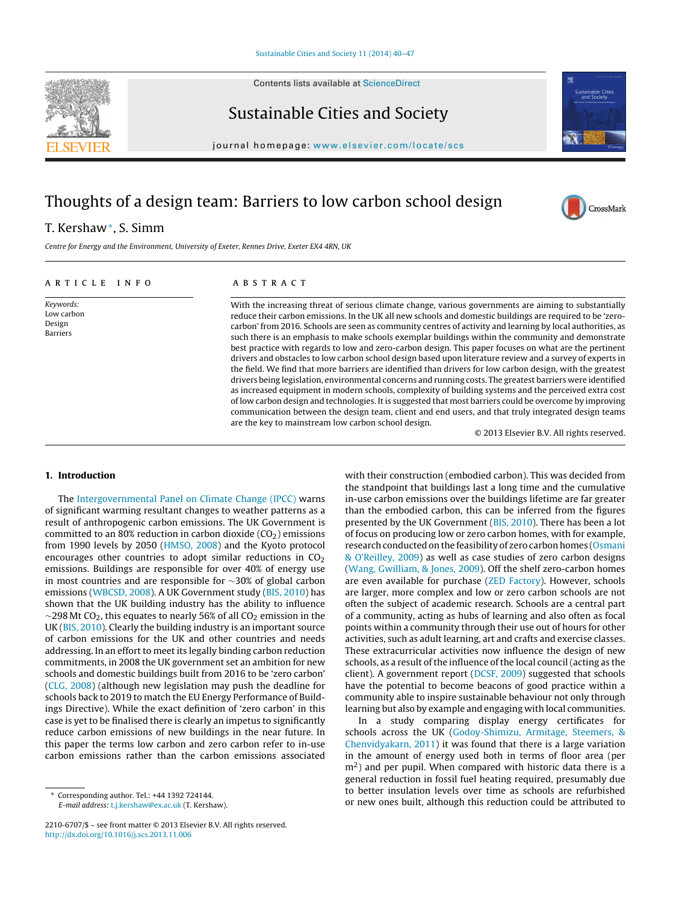# Thoughts of a design team: Barriers to low carbon school design

T. Kershaw*, S. Simm

Centre for Energy and the Environment, University of Exeter, Rennes Drive, Exeter EX4 4RN, UK

## ARTICLE INFO

*Keywords:*
Low carbon
Design
Barriers

## ABSTRACT

With the increasing threat of serious climate change, various governments are aiming to substantially reduce their carbon emissions. In the UK all new schools and domestic buildings are required to be 'zero-carbon' from 2016. Schools are seen as community centres of activity and learning by local authorities, as such there is an emphasis to make schools exemplar buildings within the community and demonstrate best practice with regards to low and zero-carbon design. This paper focuses on what are the pertinent drivers and obstacles to low carbon school design based upon literature review and a survey of experts in the field. We find that more barriers are identified than drivers for low carbon design, with the greatest drivers being legislation, environmental concerns and running costs. The greatest barriers were identified as increased equipment in modern schools, complexity of building systems and the perceived extra cost of low carbon design and technologies. It is suggested that most barriers could be overcome by improving communication between the design team, client and end users, and that truly integrated design teams are the key to mainstream low carbon school design.

© 2013 Elsevier B.V. All rights reserved.

## 1. Introduction

The Intergovernmental Panel on Climate Change (IPCC) warns of significant warming resultant changes to weather patterns as a result of anthropogenic carbon emissions. The UK Government is committed to an 80% reduction in carbon dioxide ($CO_2$) emissions from 1990 levels by 2050 (HMSO, 2008) and the Kyoto protocol encourages other countries to adopt similar reductions in $CO_2$ emissions. Buildings are responsible for over 40% of energy use in most countries and are responsible for ~30% of global carbon emissions (WBCSD, 2008). A UK Government study (BIS, 2010) has shown that the UK building industry has the ability to influence ~298 Mt $CO_2$, this equates to nearly 56% of all $CO_2$ emission in the UK (BIS, 2010). Clearly the building industry is an important source of carbon emissions for the UK and other countries and needs addressing. In an effort to meet its legally binding carbon reduction commitments, in 2008 the UK government set an ambition for new schools and domestic buildings built from 2016 to be 'zero carbon' (CLG, 2008) (although new legislation may push the deadline for schools back to 2019 to match the EU Energy Performance of Buildings Directive). While the exact definition of 'zero carbon' in this case is yet to be finalised there is clearly an impetus to significantly reduce carbon emissions of new buildings in the near future. In this paper the terms low carbon and zero carbon refer to in-use carbon emissions rather than the carbon emissions associated with their construction (embodied carbon). This was decided from the standpoint that buildings last a long time and the cumulative in-use carbon emissions over the buildings lifetime are far greater than the embodied carbon, this can be inferred from the figures presented by the UK Government (BIS, 2010). There has been a lot of focus on producing low or zero carbon homes, with for example, research conducted on the feasibility of zero carbon homes (Osmani & O'Reilley, 2009) as well as case studies of zero carbon designs (Wang, Gwilliam, & Jones, 2009). Off the shelf zero-carbon homes are even available for purchase (ZED Factory). However, schools are larger, more complex and low or zero carbon schools are not often the subject of academic research. Schools are a central part of a community, acting as hubs of learning and also often as focal points within a community through their use out of hours for other activities, such as adult learning, art and crafts and exercise classes. These extracurricular activities now influence the design of new schools, as a result of the influence of the local council (acting as the client). A government report (DCSF, 2009) suggested that schools have the potential to become beacons of good practice within a community able to inspire sustainable behaviour not only through learning but also by example and engaging with local communities.

In a study comparing display energy certificates for schools across the UK (Godoy-Shimizu, Armitage, Steemers, & Chenvidyakarn, 2011) it was found that there is a large variation in the amount of energy used both in terms of floor area (per $m^2$) and per pupil. When compared with historic data there is a general reduction in fossil fuel heating required, presumably due to better insulation levels over time as schools are refurbished or new ones built, although this reduction could be attributed to

---

* Corresponding author. Tel.: +44 1392 724144.
*E-mail address:* t.j.kershaw@ex.ac.uk (T. Kershaw).

2210-6707/$ – see front matter © 2013 Elsevier B.V. All rights reserved.
http://dx.doi.org/10.1016/j.scs.2013.11.006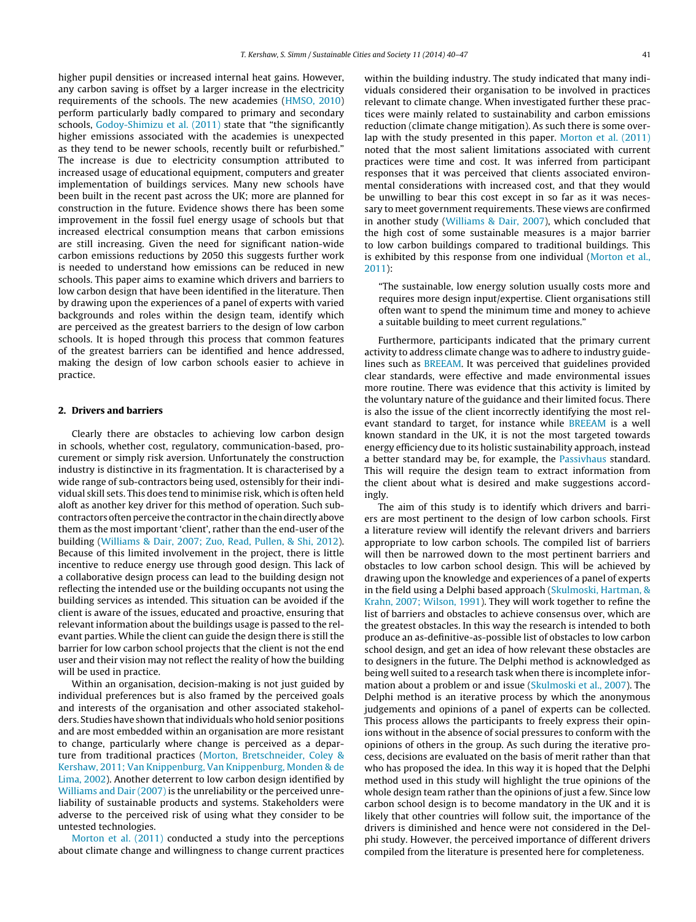higher pupil densities or increased internal heat gains. However, any carbon saving is offset by a larger increase in the electricity requirements of the schools. The new academies (HMSO, 2010) perform particularly badly compared to primary and secondary schools, Godoy-Shimizu et al. (2011) state that "the significantly higher emissions associated with the academies is unexpected as they tend to be newer schools, recently built or refurbished." The increase is due to electricity consumption attributed to increased usage of educational equipment, computers and greater implementation of buildings services. Many new schools have been built in the recent past across the UK; more are planned for construction in the future. Evidence shows there has been some improvement in the fossil fuel energy usage of schools but that increased electrical consumption means that carbon emissions are still increasing. Given the need for significant nation-wide carbon emissions reductions by 2050 this suggests further work is needed to understand how emissions can be reduced in new schools. This paper aims to examine which drivers and barriers to low carbon design that have been identified in the literature. Then by drawing upon the experiences of a panel of experts with varied backgrounds and roles within the design team, identify which are perceived as the greatest barriers to the design of low carbon schools. It is hoped through this process that common features of the greatest barriers can be identified and hence addressed, making the design of low carbon schools easier to achieve in practice.

## 2. Drivers and barriers

Clearly there are obstacles to achieving low carbon design in schools, whether cost, regulatory, communication-based, procurement or simply risk aversion. Unfortunately the construction industry is distinctive in its fragmentation. It is characterised by a wide range of sub-contractors being used, ostensibly for their individual skill sets. This does tend to minimise risk, which is often held aloft as another key driver for this method of operation. Such sub-contractors often perceive the contractor in the chain directly above them as the most important 'client', rather than the end-user of the building (Williams & Dair, 2007; Zuo, Read, Pullen, & Shi, 2012). Because of this limited involvement in the project, there is little incentive to reduce energy use through good design. This lack of a collaborative design process can lead to the building design not reflecting the intended use or the building occupants not using the building services as intended. This situation can be avoided if the client is aware of the issues, educated and proactive, ensuring that relevant information about the buildings usage is passed to the relevant parties. While the client can guide the design there is still the barrier for low carbon school projects that the client is not the end user and their vision may not reflect the reality of how the building will be used in practice.

Within an organisation, decision-making is not just guided by individual preferences but is also framed by the perceived goals and interests of the organisation and other associated stakeholders. Studies have shown that individuals who hold senior positions and are most embedded within an organisation are more resistant to change, particularly where change is perceived as a departure from traditional practices (Morton, Bretschneider, Coley & Kershaw, 2011; Van Knippenburg, Van Knippenburg, Monden & de Lima, 2002). Another deterrent to low carbon design identified by Williams and Dair (2007) is the unreliability or the perceived unreliability of sustainable products and systems. Stakeholders were adverse to the perceived risk of using what they consider to be untested technologies.

Morton et al. (2011) conducted a study into the perceptions about climate change and willingness to change current practices within the building industry. The study indicated that many individuals considered their organisation to be involved in practices relevant to climate change. When investigated further these practices were mainly related to sustainability and carbon emissions reduction (climate change mitigation). As such there is some overlap with the study presented in this paper. Morton et al. (2011) noted that the most salient limitations associated with current practices were time and cost. It was inferred from participant responses that it was perceived that clients associated environmental considerations with increased cost, and that they would be unwilling to bear this cost except in so far as it was necessary to meet government requirements. These views are confirmed in another study (Williams & Dair, 2007), which concluded that the high cost of some sustainable measures is a major barrier to low carbon buildings compared to traditional buildings. This is exhibited by this response from one individual (Morton et al., 2011):

> "The sustainable, low energy solution usually costs more and requires more design input/expertise. Client organisations still often want to spend the minimum time and money to achieve a suitable building to meet current regulations."

Furthermore, participants indicated that the primary current activity to address climate change was to adhere to industry guidelines such as BREEAM. It was perceived that guidelines provided clear standards, were effective and made environmental issues more routine. There was evidence that this activity is limited by the voluntary nature of the guidance and their limited focus. There is also the issue of the client incorrectly identifying the most relevant standard to target, for instance while BREEAM is a well known standard in the UK, it is not the most targeted towards energy efficiency due to its holistic sustainability approach, instead a better standard may be, for example, the Passivhaus standard. This will require the design team to extract information from the client about what is desired and make suggestions accordingly.

The aim of this study is to identify which drivers and barriers are most pertinent to the design of low carbon schools. First a literature review will identify the relevant drivers and barriers appropriate to low carbon schools. The compiled list of barriers will then be narrowed down to the most pertinent barriers and obstacles to low carbon school design. This will be achieved by drawing upon the knowledge and experiences of a panel of experts in the field using a Delphi based approach (Skulmoski, Hartman, & Krahn, 2007; Wilson, 1991). They will work together to refine the list of barriers and obstacles to achieve consensus over, which are the greatest obstacles. In this way the research is intended to both produce an as-definitive-as-possible list of obstacles to low carbon school design, and get an idea of how relevant these obstacles are to designers in the future. The Delphi method is acknowledged as being well suited to a research task when there is incomplete information about a problem or and issue (Skulmoski et al., 2007). The Delphi method is an iterative process by which the anonymous judgements and opinions of a panel of experts can be collected. This process allows the participants to freely express their opinions without in the absence of social pressures to conform with the opinions of others in the group. As such during the iterative process, decisions are evaluated on the basis of merit rather than that who has proposed the idea. In this way it is hoped that the Delphi method used in this study will highlight the true opinions of the whole design team rather than the opinions of just a few. Since low carbon school design is to become mandatory in the UK and it is likely that other countries will follow suit, the importance of the drivers is diminished and hence were not considered in the Delphi study. However, the perceived importance of different drivers compiled from the literature is presented here for completeness.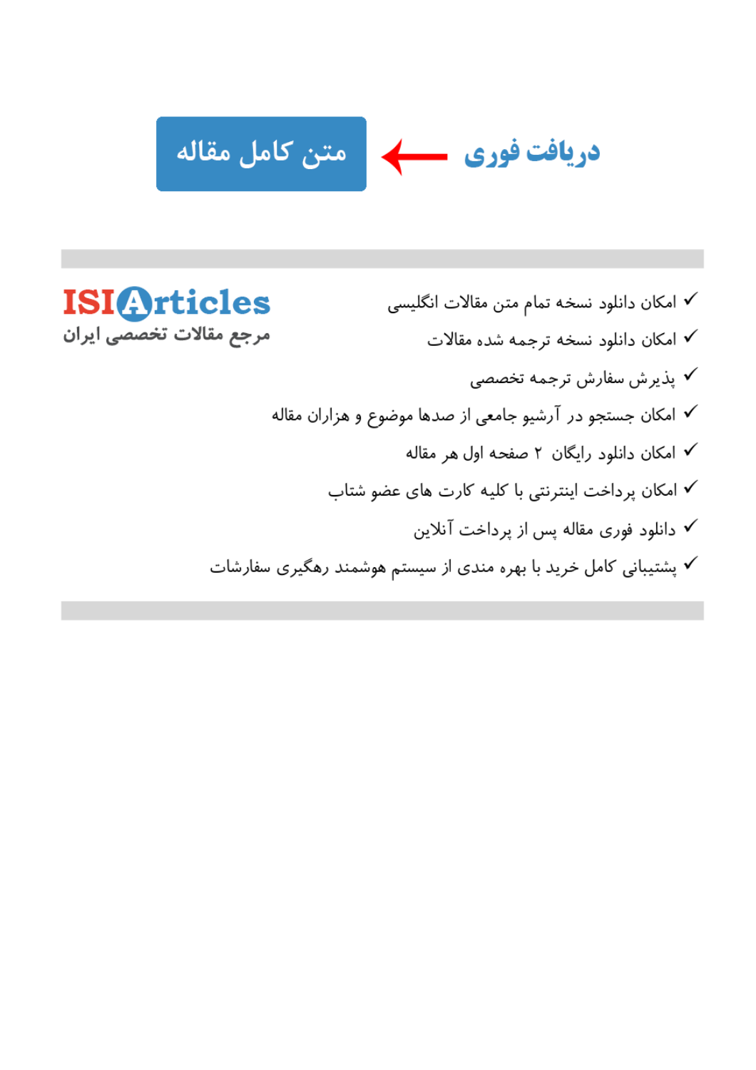دریافت فوری ← **متن کامل مقاله**

**ISIArticles**
مرجع مقالات تخصصی ایران

- ✓ امکان دانلود نسخه تمام متن مقالات انگلیسی
- ✓ امکان دانلود نسخه ترجمه شده مقالات
- ✓ پذیرش سفارش ترجمه تخصصی
- ✓ امکان جستجو در آرشیو جامعی از صدها موضوع و هزاران مقاله
- ✓ امکان دانلود رایگان ۲ صفحه اول هر مقاله
- ✓ امکان پرداخت اینترنتی با کلیه کارت های عضو شتاب
- ✓ دانلود فوری مقاله پس از پرداخت آنلاین
- ✓ پشتیبانی کامل خرید با بهره مندی از سیستم هوشمند رهگیری سفارشات